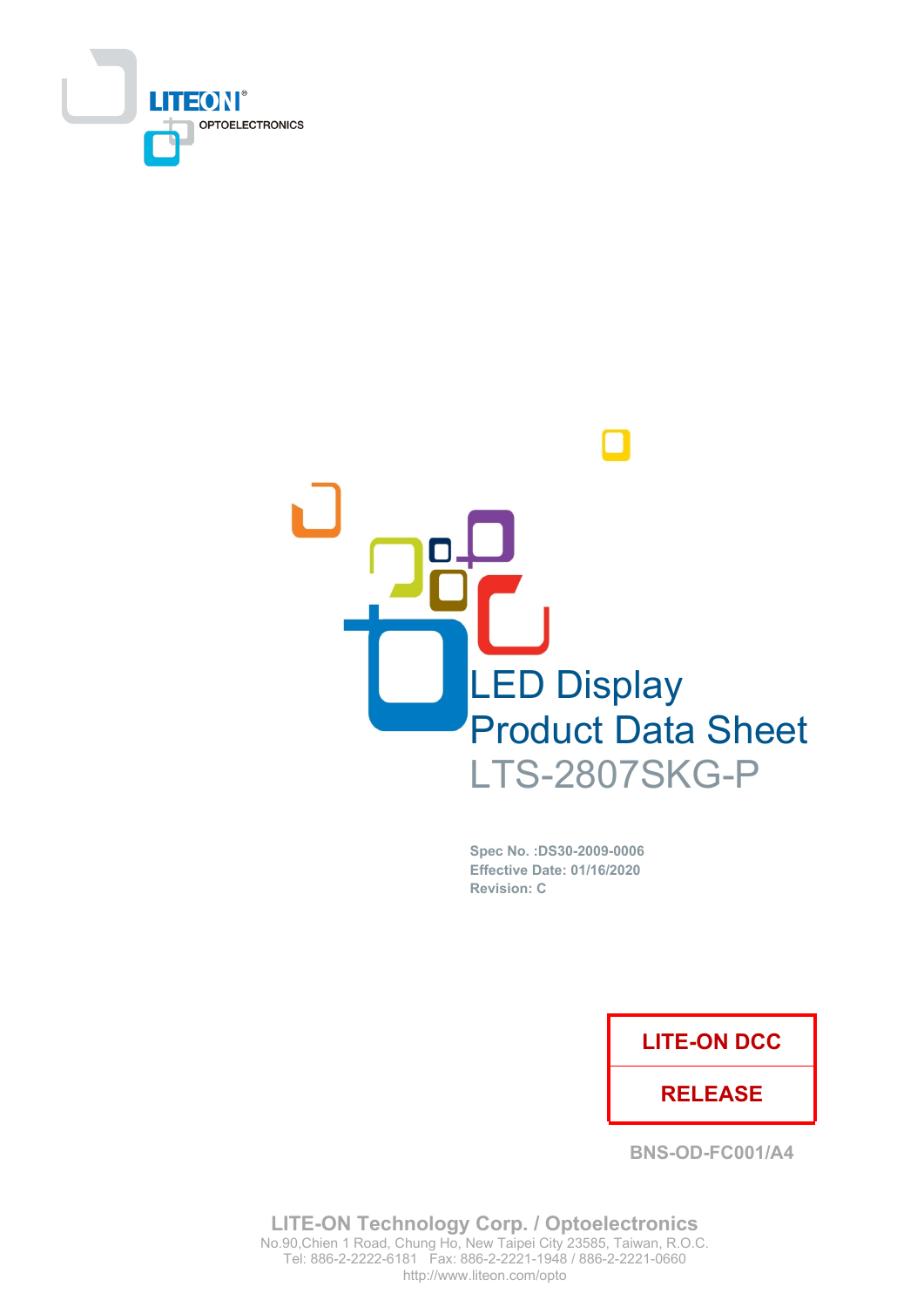LITEON®
OPTOELECTRONICS

# LED Display
# Product Data Sheet
## LTS-2807SKG-P

**Spec No. :DS30-2009-0006**
**Effective Date: 01/16/2020**
**Revision: C**

| LITE-ON DCC |
|---|
| RELEASE |

BNS-OD-FC001/A4

**LITE-ON Technology Corp. / Optoelectronics**
No.90,Chien 1 Road, Chung Ho, New Taipei City 23585, Taiwan, R.O.C.
Tel: 886-2-2222-6181 Fax: 886-2-2221-1948 / 886-2-2221-0660
http://www.liteon.com/opto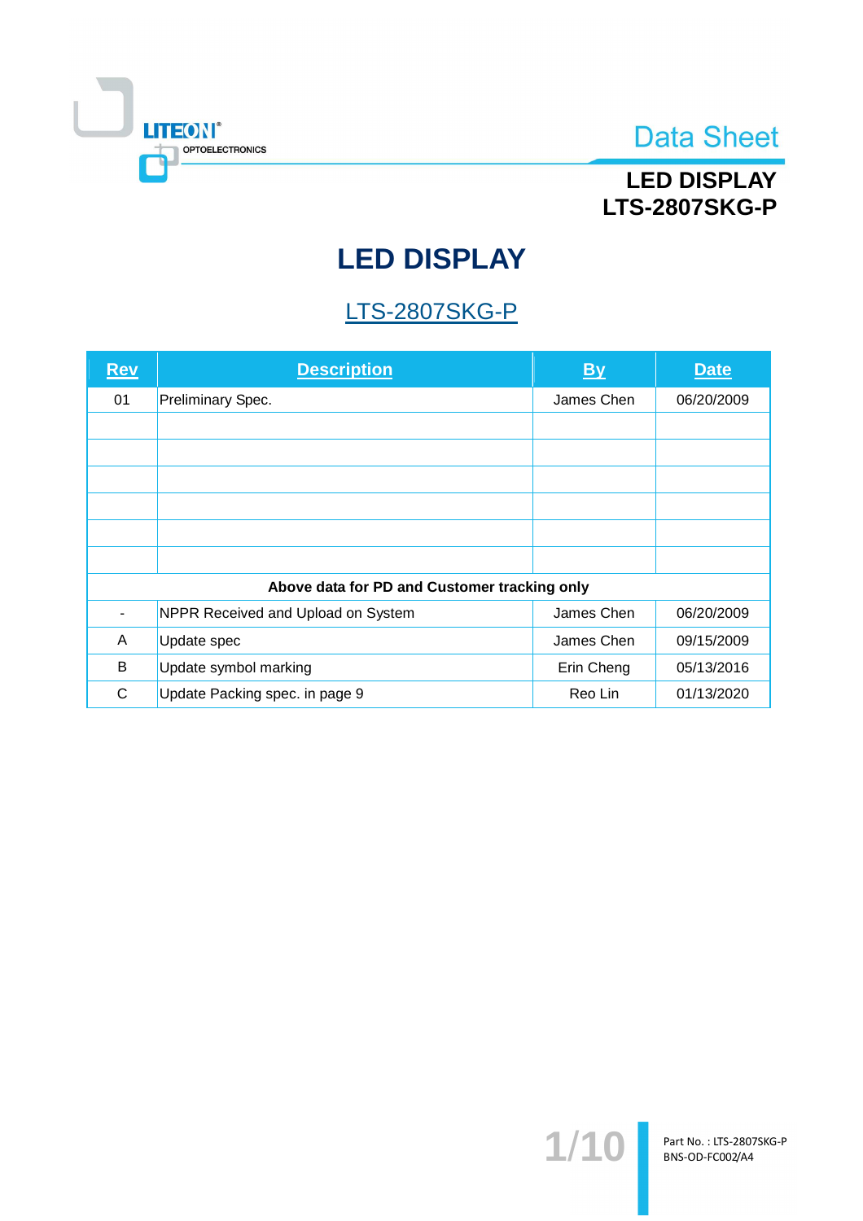# LED DISPLAY

## LTS-2807SKG-P

| Rev | Description | By | Date |
|---|---|---|---|
| 01 | Preliminary Spec. | James Chen | 06/20/2009 |
| | | | |
| | | | |
| | | | |
| | | | |
| | | | |
| | | | |
| **Above data for PD and Customer tracking only** | | | |
| - | NPPR Received and Upload on System | James Chen | 06/20/2009 |
| A | Update spec | James Chen | 09/15/2009 |
| B | Update symbol marking | Erin Cheng | 05/13/2016 |
| C | Update Packing spec. in page 9 | Reo Lin | 01/13/2020 |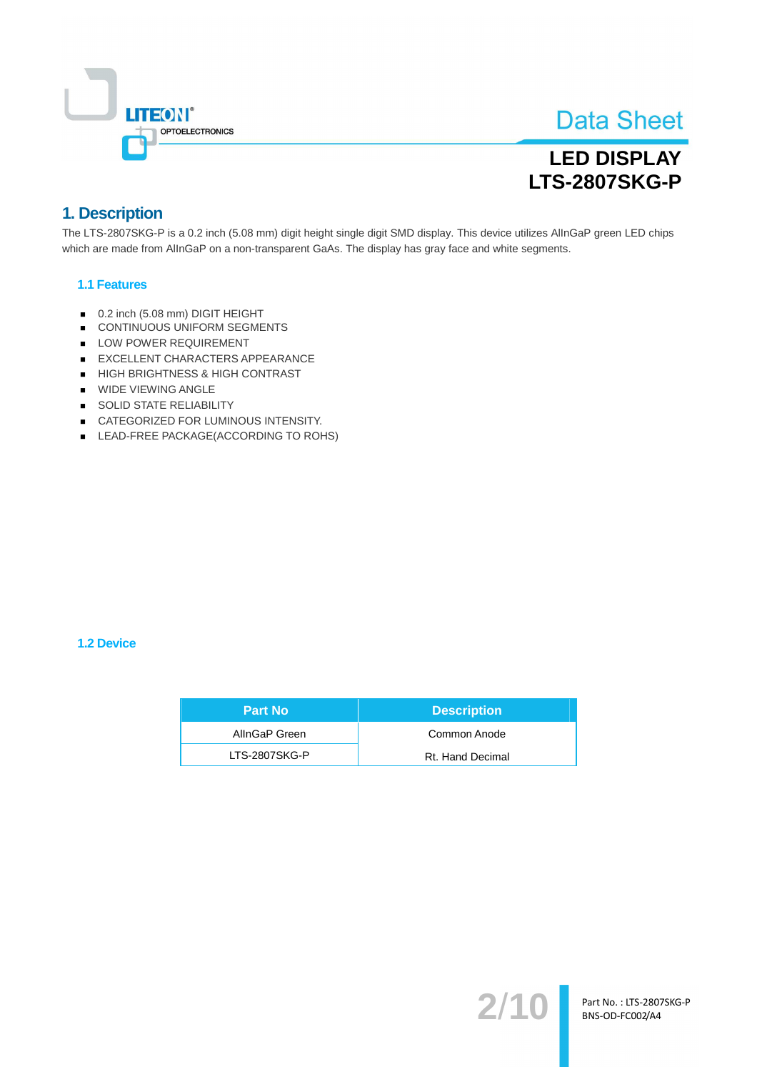Data Sheet

LED DISPLAY
LTS-2807SKG-P

## 1. Description

The LTS-2807SKG-P is a 0.2 inch (5.08 mm) digit height single digit SMD display. This device utilizes AlInGaP green LED chips which are made from AlInGaP on a non-transparent GaAs. The display has gray face and white segments.

### 1.1 Features

- 0.2 inch (5.08 mm) DIGIT HEIGHT
- CONTINUOUS UNIFORM SEGMENTS
- LOW POWER REQUIREMENT
- EXCELLENT CHARACTERS APPEARANCE
- HIGH BRIGHTNESS & HIGH CONTRAST
- WIDE VIEWING ANGLE
- SOLID STATE RELIABILITY
- CATEGORIZED FOR LUMINOUS INTENSITY.
- LEAD-FREE PACKAGE(ACCORDING TO ROHS)

### 1.2 Device

| Part No | Description |
|---|---|
| AlInGaP Green | Common Anode |
| LTS-2807SKG-P | Rt. Hand Decimal |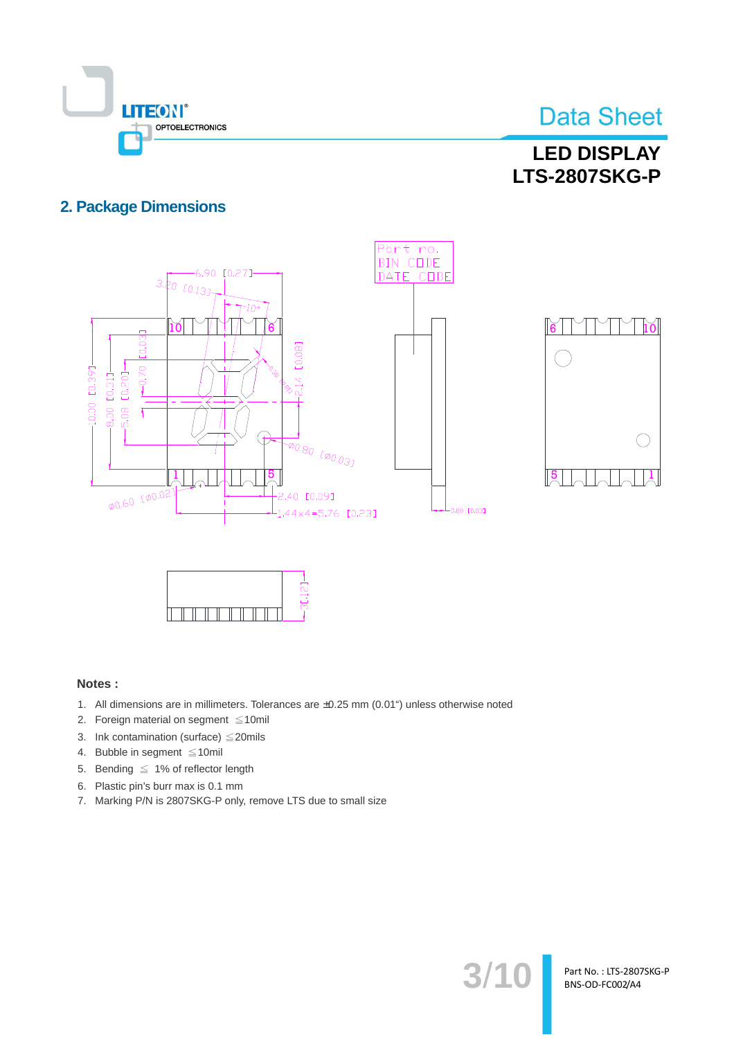## 2. Package Dimensions

**Notes :**

1. All dimensions are in millimeters. Tolerances are ±0.25 mm (0.01") unless otherwise noted
2. Foreign material on segment ≦10mil
3. Ink contamination (surface) ≦20mils
4. Bubble in segment ≦10mil
5. Bending ≦ 1% of reflector length
6. Plastic pin's burr max is 0.1 mm
7. Marking P/N is 2807SKG-P only, remove LTS due to small size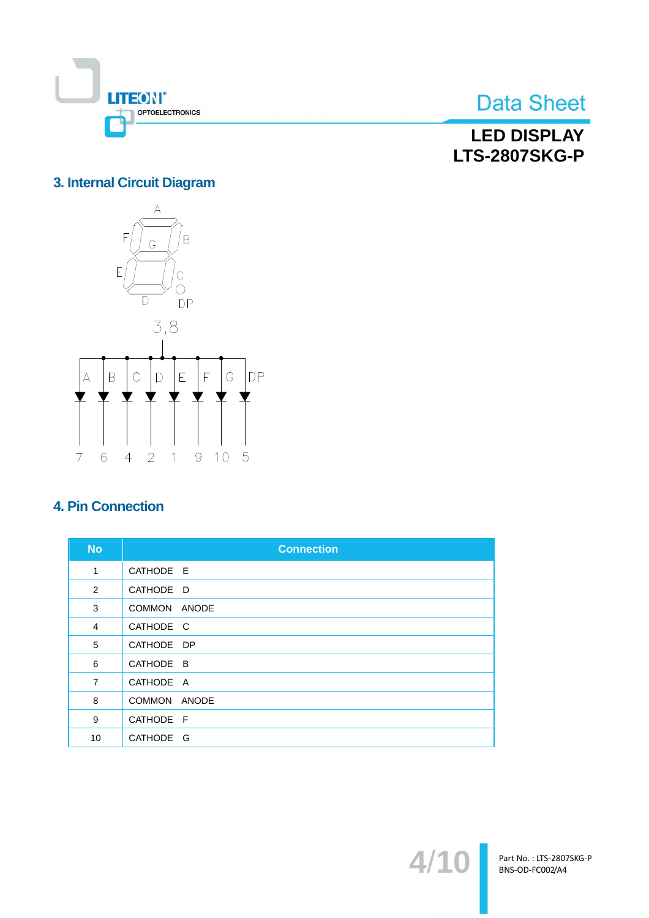## 3. Internal Circuit Diagram

## 4. Pin Connection

| No | Connection |
|---|---|
| 1 | CATHODE E |
| 2 | CATHODE D |
| 3 | COMMON ANODE |
| 4 | CATHODE C |
| 5 | CATHODE DP |
| 6 | CATHODE B |
| 7 | CATHODE A |
| 8 | COMMON ANODE |
| 9 | CATHODE F |
| 10 | CATHODE G |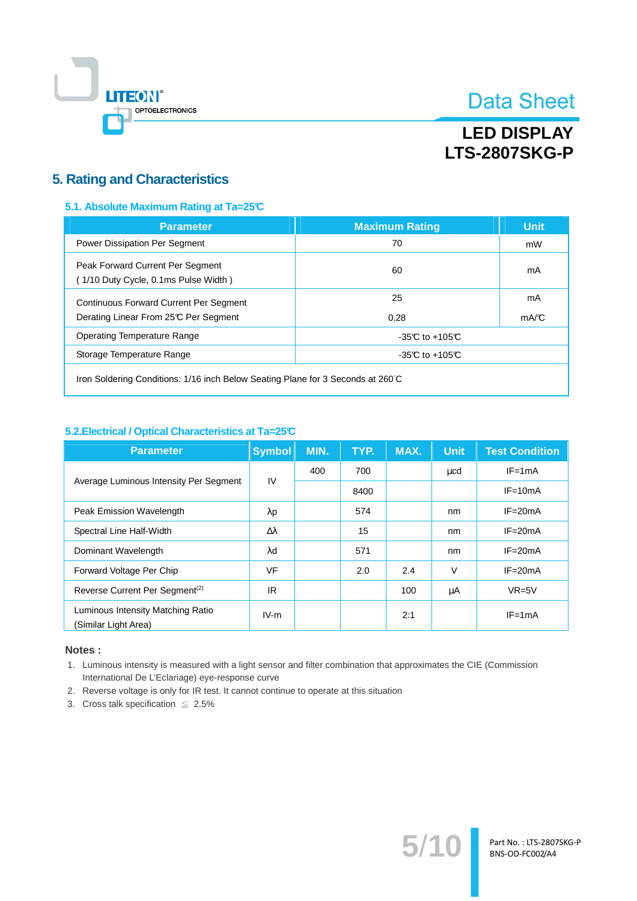## 5. Rating and Characteristics

### 5.1. Absolute Maximum Rating at Ta=25℃

| Parameter | Maximum Rating | Unit |
|---|---|---|
| Power Dissipation Per Segment | 70 | mW |
| Peak Forward Current Per Segment<br>( 1/10 Duty Cycle, 0.1ms Pulse Width ) | 60 | mA |
| Continuous Forward Current Per Segment<br>Derating Linear From 25℃ Per Segment | 25<br>0.28 | mA<br>mA/℃ |
| Operating Temperature Range | -35℃ to +105℃ | |
| Storage Temperature Range | -35℃ to +105℃ | |
| Iron Soldering Conditions: 1/16 inch Below Seating Plane for 3 Seconds at 260℃ | | |

### 5.2.Electrical / Optical Characteristics at Ta=25℃

| Parameter | Symbol | MIN. | TYP. | MAX. | Unit | Test Condition |
|---|---|---|---|---|---|---|
| Average Luminous Intensity Per Segment | IV | 400 | 700 | | μcd | IF=1mA |
| | | | 8400 | | | IF=10mA |
| Peak Emission Wavelength | λp | | 574 | | nm | IF=20mA |
| Spectral Line Half-Width | Δλ | | 15 | | nm | IF=20mA |
| Dominant Wavelength | λd | | 571 | | nm | IF=20mA |
| Forward Voltage Per Chip | VF | | 2.0 | 2.4 | V | IF=20mA |
| Reverse Current Per Segment(2) | IR | | | 100 | μA | VR=5V |
| Luminous Intensity Matching Ratio (Similar Light Area) | IV-m | | | 2:1 | | IF=1mA |

**Notes :**

1. Luminous intensity is measured with a light sensor and filter combination that approximates the CIE (Commission International De L'Eclariage) eye-response curve
2. Reverse voltage is only for IR test. It cannot continue to operate at this situation
3. Cross talk specification ≦ 2.5%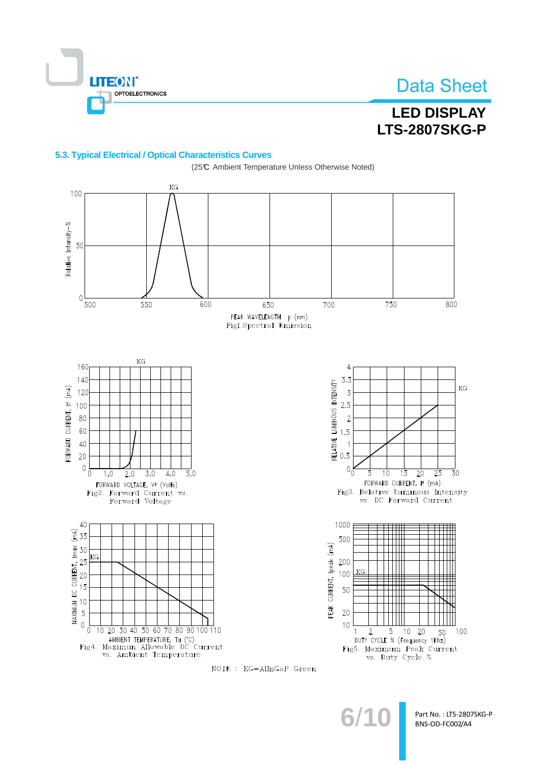## 5.3. Typical Electrical / Optical Characteristics Curves

(25℃ Ambient Temperature Unless Otherwise Noted)

Fig1.Spectral Emission

Fig2. Forward Current vs. Forward Voltage

Fig3. Relative Luminous Intensity vs. DC Forward Current

Fig4. Maximun Allowable DC Current vs. Ambient Temperature

Fig5. Maximum Peak Current vs. Duty Cycle %

NOTE : KG=AlInGaP Green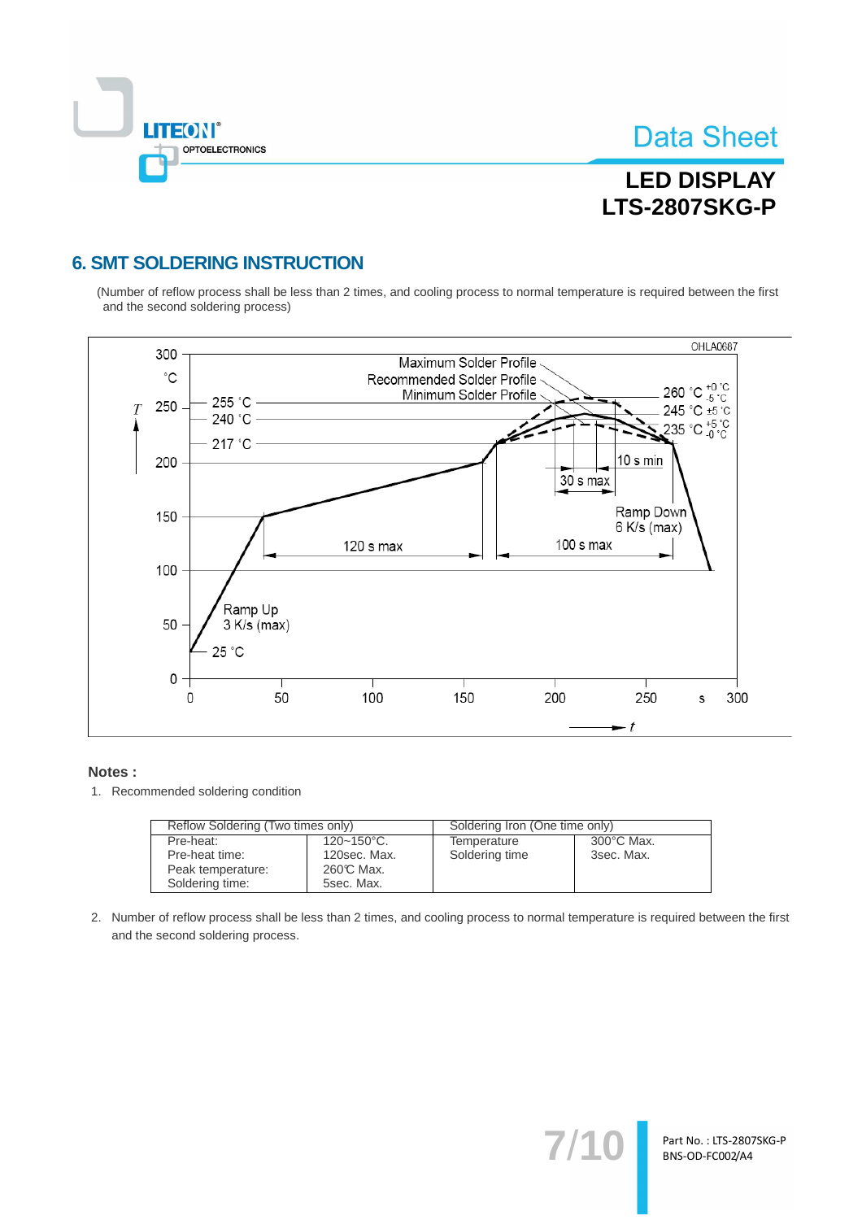## 6. SMT SOLDERING INSTRUCTION

(Number of reflow process shall be less than 2 times, and cooling process to normal temperature is required between the first and the second soldering process)

**Notes :**

1. Recommended soldering condition

| Reflow Soldering (Two times only) | | Soldering Iron (One time only) | |
|---|---|---|---|
| Pre-heat:<br>Pre-heat time:<br>Peak temperature:<br>Soldering time: | 120~150°C.<br>120sec. Max.<br>260℃ Max.<br>5sec. Max. | Temperature<br>Soldering time | 300°C Max.<br>3sec. Max. |

2. Number of reflow process shall be less than 2 times, and cooling process to normal temperature is required between the first and the second soldering process.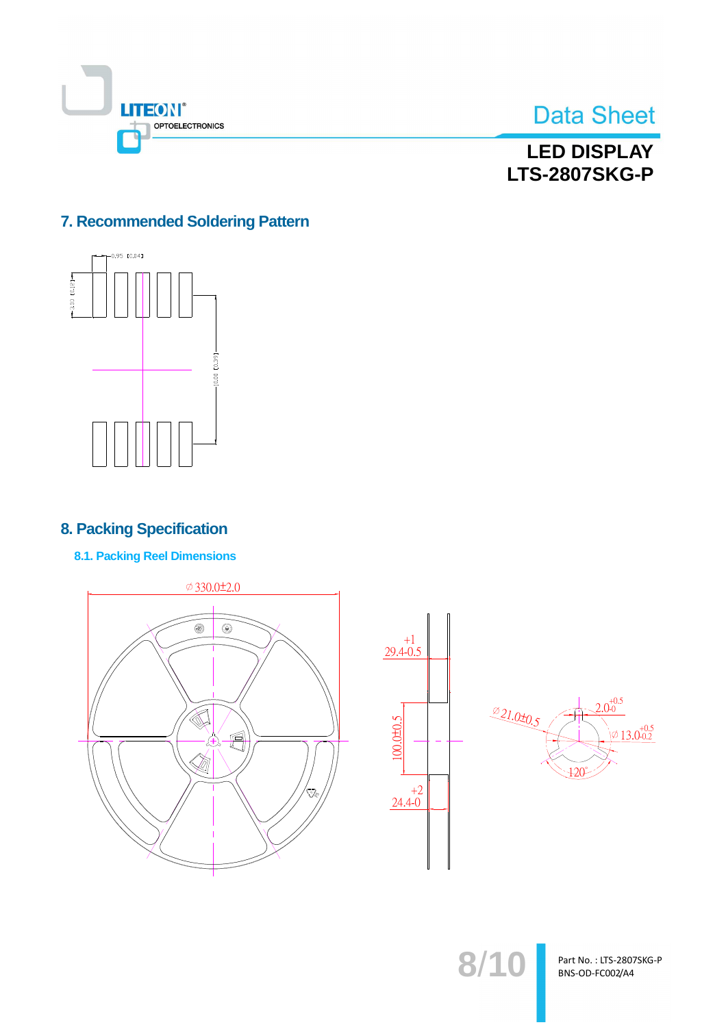## 7. Recommended Soldering Pattern

0.95 [0.04]

3.00 [0.12]

10.00 [0.39]

## 8. Packing Specification

### 8.1. Packing Reel Dimensions

∅330.0±2.0

$29.4^{+1}_{-0.5}$

100.0±0.5

$24.4^{+2}_{-0}$

∅21.0±0.5

$2.0^{+0.5}_{-0}$

∅$13.0^{+0.5}_{-0.2}$

120°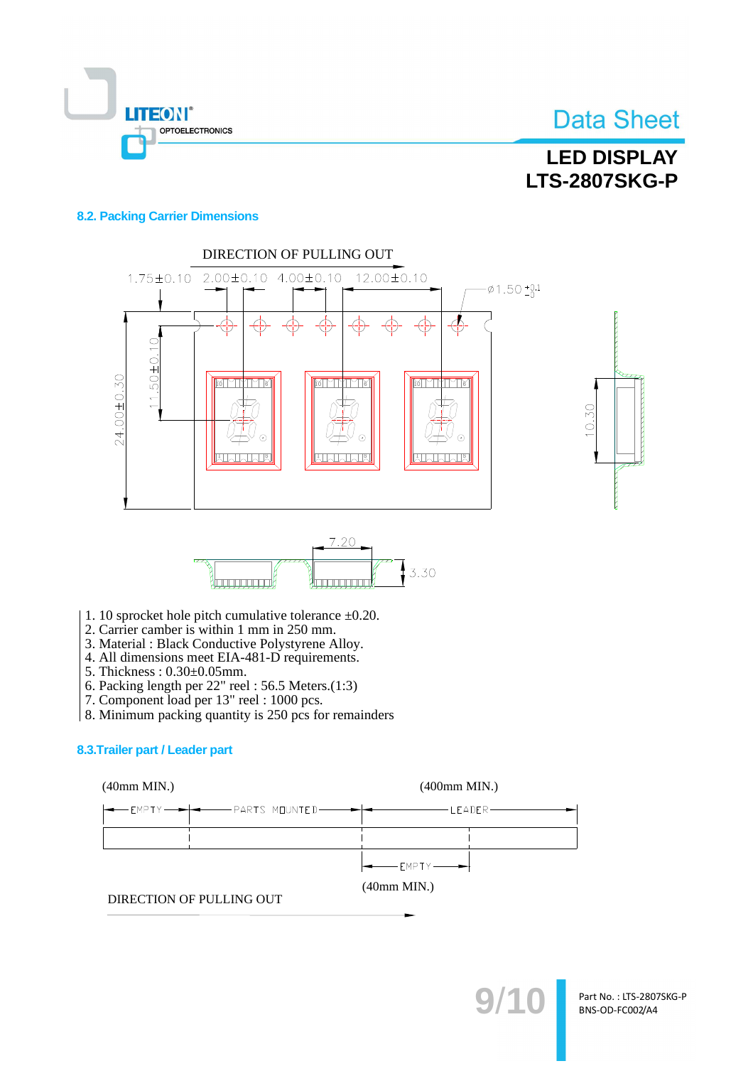## 8.2. Packing Carrier Dimensions

DIRECTION OF PULLING OUT

1.75±0.10 2.00±0.10 4.00±0.10 12.00±0.10 ⌀1.50 $^{+0.1}_{-0}$

24.00±0.30 11.50±0.10 10.30

7.20 3.30

1. 10 sprocket hole pitch cumulative tolerance ±0.20.
2. Carrier camber is within 1 mm in 250 mm.
3. Material : Black Conductive Polystyrene Alloy.
4. All dimensions meet EIA-481-D requirements.
5. Thickness : 0.30±0.05mm.
6. Packing length per 22" reel : 56.5 Meters.(1:3)
7. Component load per 13" reel : 1000 pcs.
8. Minimum packing quantity is 250 pcs for remainders

## 8.3.Trailer part / Leader part

(40mm MIN.) (400mm MIN.)

EMPTY PARTS MOUNTED LEADER

EMPTY

(40mm MIN.)

DIRECTION OF PULLING OUT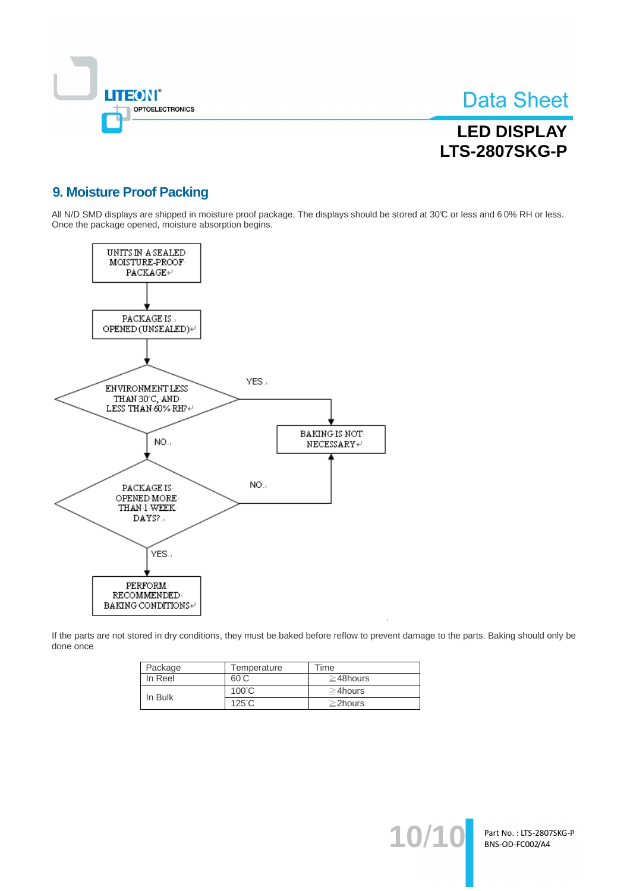## 9. Moisture Proof Packing

All N/D SMD displays are shipped in moisture proof package. The displays should be stored at 30℃ or less and 6 0% RH or less. Once the package opened, moisture absorption begins.

UNITS IN A SEALED MOISTURE-PROOF PACKAGE

PACKAGE IS OPENED (UNSEALED)

ENVIRONMENT LESS THAN 30°C, AND LESS THAN 60% RH?

YES

BAKING IS NOT NECESSARY

NO

PACKAGE IS OPENED MORE THAN 1 WEEK DAYS?

NO

YES

PERFORM RECOMMENDED BAKING CONDITIONS

If the parts are not stored in dry conditions, they must be baked before reflow to prevent damage to the parts. Baking should only be done once

| Package | Temperature | Time |
|---|---|---|
| In Reel | 60°C | ≧48hours |
| In Bulk | 100°C | ≧4hours |
| | 125°C | ≧2hours |